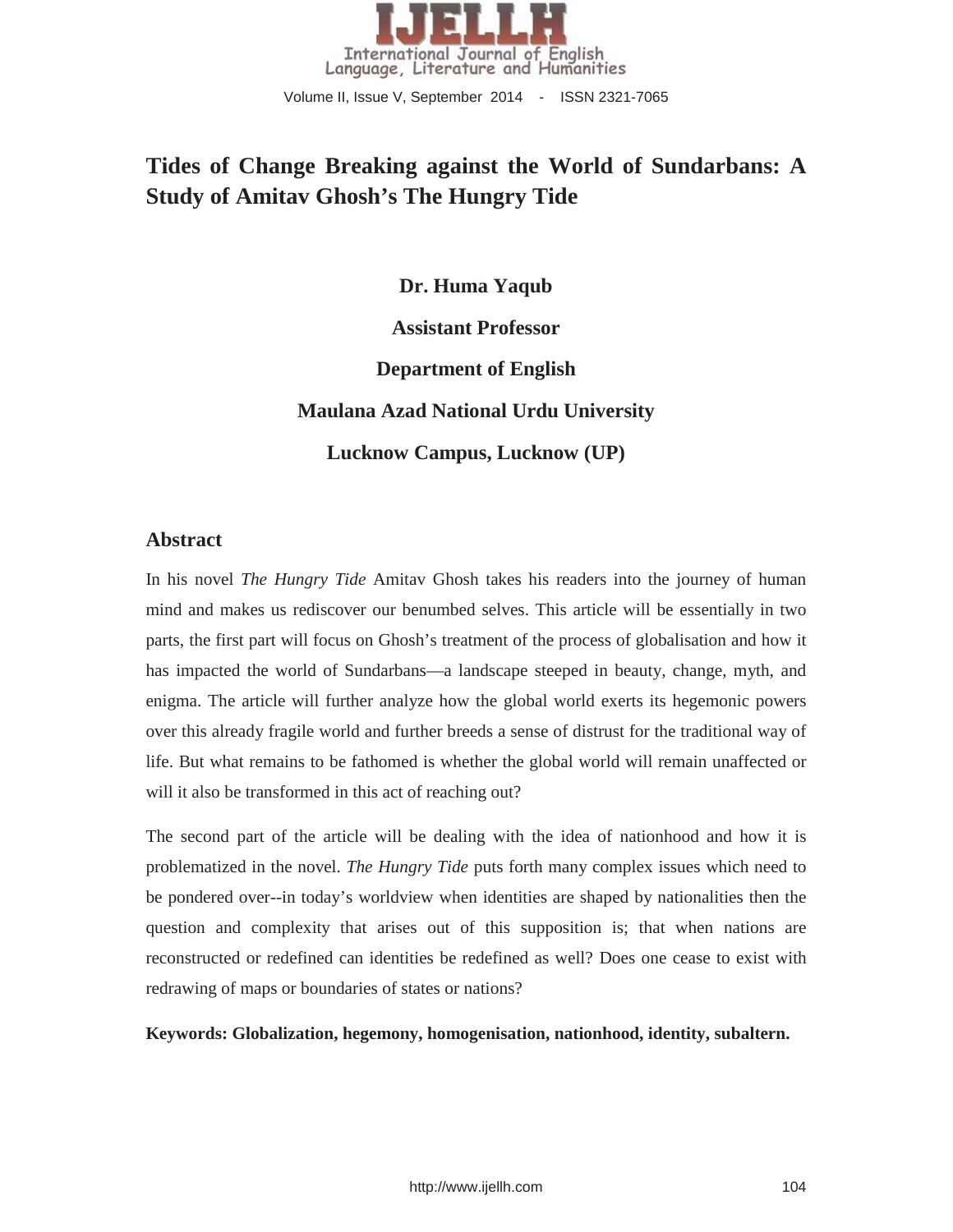# Tides of Change Breaking against the World of Sundarbans: A Study of Amitav Ghosh's The Hungry Tide

**Dr. Huma Yaqub**

**Assistant Professor**

**Department of English**

**Maulana Azad National Urdu University**

**Lucknow Campus, Lucknow (UP)**

## Abstract

In his novel *The Hungry Tide* Amitav Ghosh takes his readers into the journey of human mind and makes us rediscover our benumbed selves. This article will be essentially in two parts, the first part will focus on Ghosh's treatment of the process of globalisation and how it has impacted the world of Sundarbans—a landscape steeped in beauty, change, myth, and enigma. The article will further analyze how the global world exerts its hegemonic powers over this already fragile world and further breeds a sense of distrust for the traditional way of life. But what remains to be fathomed is whether the global world will remain unaffected or will it also be transformed in this act of reaching out?

The second part of the article will be dealing with the idea of nationhood and how it is problematized in the novel. *The Hungry Tide* puts forth many complex issues which need to be pondered over--in today's worldview when identities are shaped by nationalities then the question and complexity that arises out of this supposition is; that when nations are reconstructed or redefined can identities be redefined as well? Does one cease to exist with redrawing of maps or boundaries of states or nations?

**Keywords: Globalization, hegemony, homogenisation, nationhood, identity, subaltern.**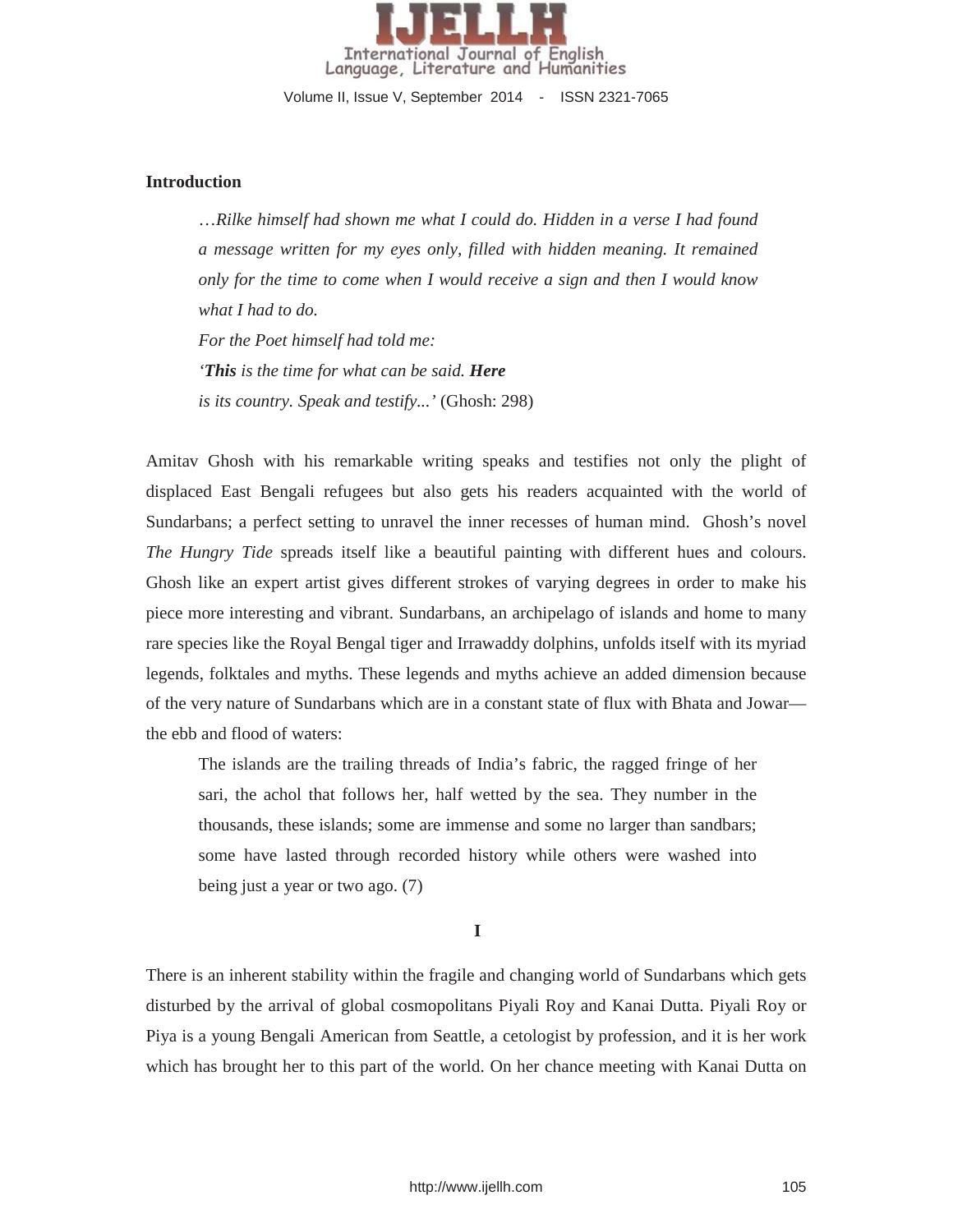## Introduction

> *…Rilke himself had shown me what I could do. Hidden in a verse I had found a message written for my eyes only, filled with hidden meaning. It remained only for the time to come when I would receive a sign and then I would know what I had to do.*
>
> *For the Poet himself had told me:*
>
> *'**This** is the time for what can be said. **Here***
>
> *is its country. Speak and testify...'* (Ghosh: 298)

Amitav Ghosh with his remarkable writing speaks and testifies not only the plight of displaced East Bengali refugees but also gets his readers acquainted with the world of Sundarbans; a perfect setting to unravel the inner recesses of human mind. Ghosh's novel *The Hungry Tide* spreads itself like a beautiful painting with different hues and colours. Ghosh like an expert artist gives different strokes of varying degrees in order to make his piece more interesting and vibrant. Sundarbans, an archipelago of islands and home to many rare species like the Royal Bengal tiger and Irrawaddy dolphins, unfolds itself with its myriad legends, folktales and myths. These legends and myths achieve an added dimension because of the very nature of Sundarbans which are in a constant state of flux with Bhata and Jowar—the ebb and flood of waters:

> The islands are the trailing threads of India's fabric, the ragged fringe of her sari, the achol that follows her, half wetted by the sea. They number in the thousands, these islands; some are immense and some no larger than sandbars; some have lasted through recorded history while others were washed into being just a year or two ago. (7)

### I

There is an inherent stability within the fragile and changing world of Sundarbans which gets disturbed by the arrival of global cosmopolitans Piyali Roy and Kanai Dutta. Piyali Roy or Piya is a young Bengali American from Seattle, a cetologist by profession, and it is her work which has brought her to this part of the world. On her chance meeting with Kanai Dutta on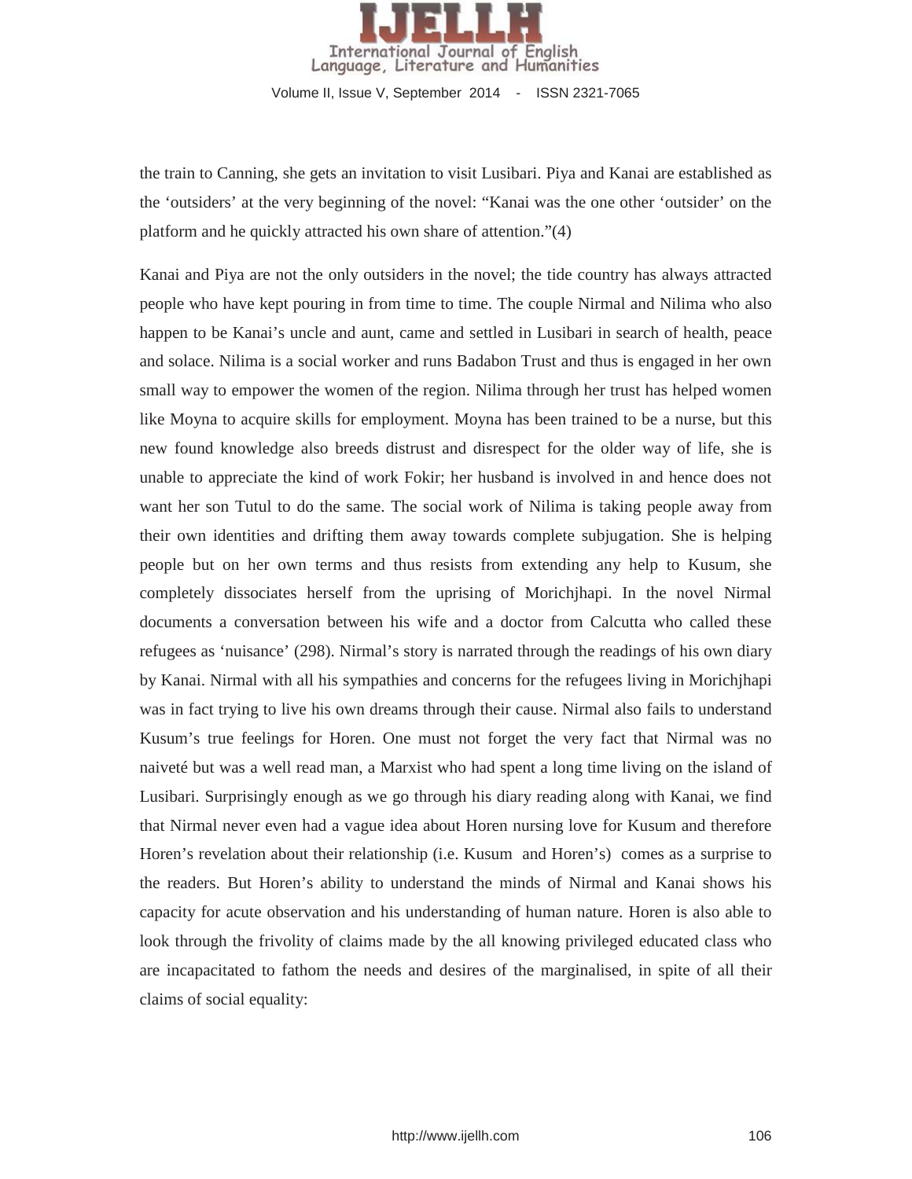the train to Canning, she gets an invitation to visit Lusibari. Piya and Kanai are established as the 'outsiders' at the very beginning of the novel: "Kanai was the one other 'outsider' on the platform and he quickly attracted his own share of attention."(4)

Kanai and Piya are not the only outsiders in the novel; the tide country has always attracted people who have kept pouring in from time to time. The couple Nirmal and Nilima who also happen to be Kanai's uncle and aunt, came and settled in Lusibari in search of health, peace and solace. Nilima is a social worker and runs Badabon Trust and thus is engaged in her own small way to empower the women of the region. Nilima through her trust has helped women like Moyna to acquire skills for employment. Moyna has been trained to be a nurse, but this new found knowledge also breeds distrust and disrespect for the older way of life, she is unable to appreciate the kind of work Fokir; her husband is involved in and hence does not want her son Tutul to do the same. The social work of Nilima is taking people away from their own identities and drifting them away towards complete subjugation. She is helping people but on her own terms and thus resists from extending any help to Kusum, she completely dissociates herself from the uprising of Morichjhapi. In the novel Nirmal documents a conversation between his wife and a doctor from Calcutta who called these refugees as 'nuisance' (298). Nirmal's story is narrated through the readings of his own diary by Kanai. Nirmal with all his sympathies and concerns for the refugees living in Morichjhapi was in fact trying to live his own dreams through their cause. Nirmal also fails to understand Kusum's true feelings for Horen. One must not forget the very fact that Nirmal was no naiveté but was a well read man, a Marxist who had spent a long time living on the island of Lusibari. Surprisingly enough as we go through his diary reading along with Kanai, we find that Nirmal never even had a vague idea about Horen nursing love for Kusum and therefore Horen's revelation about their relationship (i.e. Kusum and Horen's) comes as a surprise to the readers. But Horen's ability to understand the minds of Nirmal and Kanai shows his capacity for acute observation and his understanding of human nature. Horen is also able to look through the frivolity of claims made by the all knowing privileged educated class who are incapacitated to fathom the needs and desires of the marginalised, in spite of all their claims of social equality: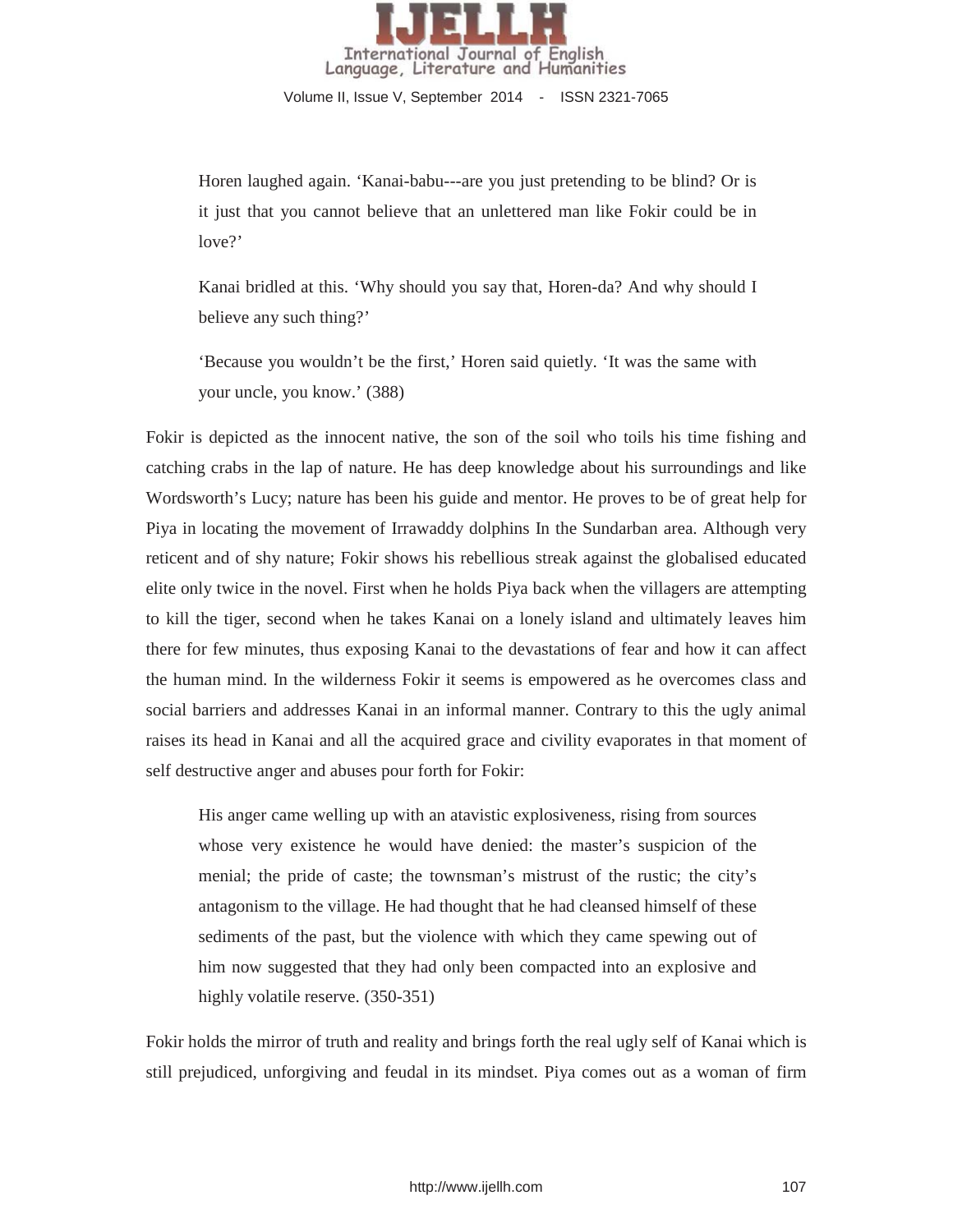> Horen laughed again. 'Kanai-babu---are you just pretending to be blind? Or is it just that you cannot believe that an unlettered man like Fokir could be in love?'
>
> Kanai bridled at this. 'Why should you say that, Horen-da? And why should I believe any such thing?'
>
> 'Because you wouldn't be the first,' Horen said quietly. 'It was the same with your uncle, you know.' (388)

Fokir is depicted as the innocent native, the son of the soil who toils his time fishing and catching crabs in the lap of nature. He has deep knowledge about his surroundings and like Wordsworth's Lucy; nature has been his guide and mentor. He proves to be of great help for Piya in locating the movement of Irrawaddy dolphins In the Sundarban area. Although very reticent and of shy nature; Fokir shows his rebellious streak against the globalised educated elite only twice in the novel. First when he holds Piya back when the villagers are attempting to kill the tiger, second when he takes Kanai on a lonely island and ultimately leaves him there for few minutes, thus exposing Kanai to the devastations of fear and how it can affect the human mind. In the wilderness Fokir it seems is empowered as he overcomes class and social barriers and addresses Kanai in an informal manner. Contrary to this the ugly animal raises its head in Kanai and all the acquired grace and civility evaporates in that moment of self destructive anger and abuses pour forth for Fokir:

> His anger came welling up with an atavistic explosiveness, rising from sources whose very existence he would have denied: the master's suspicion of the menial; the pride of caste; the townsman's mistrust of the rustic; the city's antagonism to the village. He had thought that he had cleansed himself of these sediments of the past, but the violence with which they came spewing out of him now suggested that they had only been compacted into an explosive and highly volatile reserve. (350-351)

Fokir holds the mirror of truth and reality and brings forth the real ugly self of Kanai which is still prejudiced, unforgiving and feudal in its mindset. Piya comes out as a woman of firm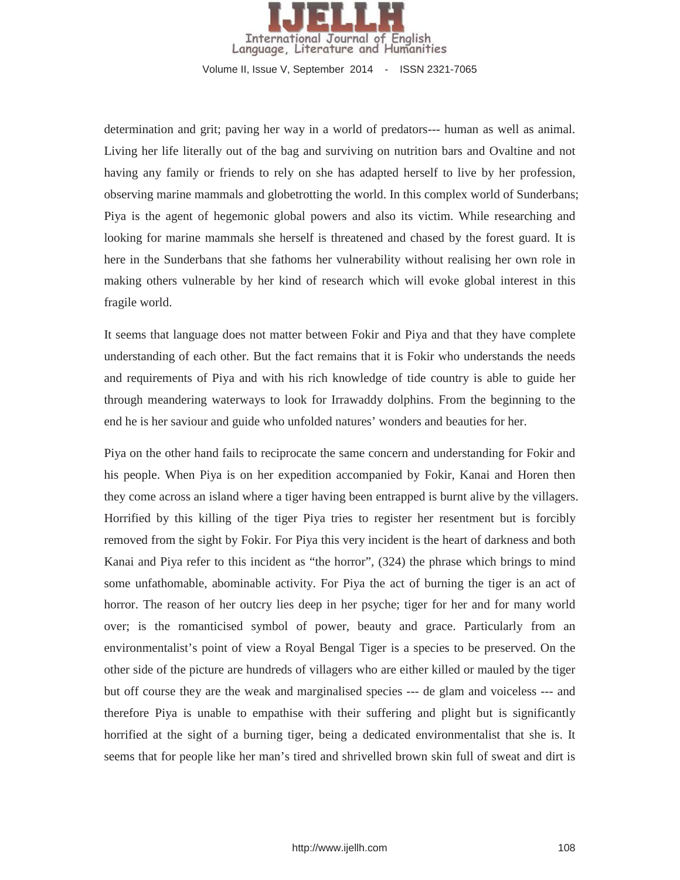determination and grit; paving her way in a world of predators--- human as well as animal. Living her life literally out of the bag and surviving on nutrition bars and Ovaltine and not having any family or friends to rely on she has adapted herself to live by her profession, observing marine mammals and globetrotting the world. In this complex world of Sunderbans; Piya is the agent of hegemonic global powers and also its victim. While researching and looking for marine mammals she herself is threatened and chased by the forest guard. It is here in the Sunderbans that she fathoms her vulnerability without realising her own role in making others vulnerable by her kind of research which will evoke global interest in this fragile world.

It seems that language does not matter between Fokir and Piya and that they have complete understanding of each other. But the fact remains that it is Fokir who understands the needs and requirements of Piya and with his rich knowledge of tide country is able to guide her through meandering waterways to look for Irrawaddy dolphins. From the beginning to the end he is her saviour and guide who unfolded natures' wonders and beauties for her.

Piya on the other hand fails to reciprocate the same concern and understanding for Fokir and his people. When Piya is on her expedition accompanied by Fokir, Kanai and Horen then they come across an island where a tiger having been entrapped is burnt alive by the villagers. Horrified by this killing of the tiger Piya tries to register her resentment but is forcibly removed from the sight by Fokir. For Piya this very incident is the heart of darkness and both Kanai and Piya refer to this incident as "the horror", (324) the phrase which brings to mind some unfathomable, abominable activity. For Piya the act of burning the tiger is an act of horror. The reason of her outcry lies deep in her psyche; tiger for her and for many world over; is the romanticised symbol of power, beauty and grace. Particularly from an environmentalist's point of view a Royal Bengal Tiger is a species to be preserved. On the other side of the picture are hundreds of villagers who are either killed or mauled by the tiger but off course they are the weak and marginalised species --- de glam and voiceless --- and therefore Piya is unable to empathise with their suffering and plight but is significantly horrified at the sight of a burning tiger, being a dedicated environmentalist that she is. It seems that for people like her man's tired and shrivelled brown skin full of sweat and dirt is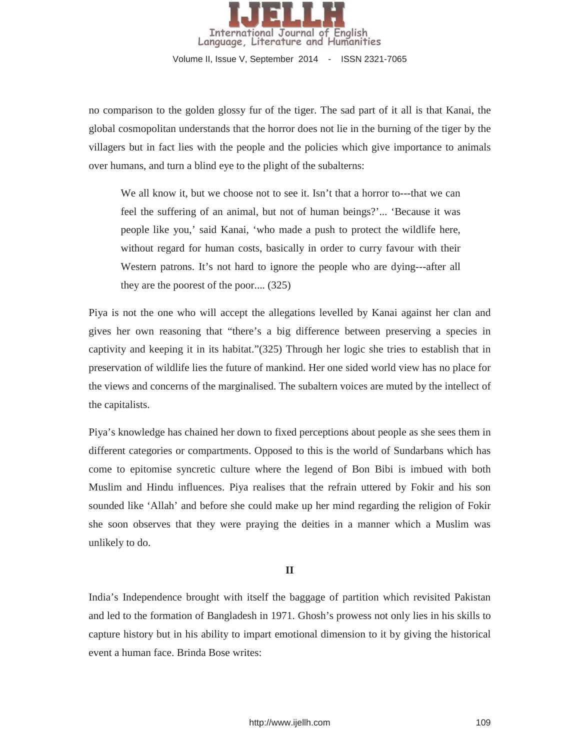no comparison to the golden glossy fur of the tiger. The sad part of it all is that Kanai, the global cosmopolitan understands that the horror does not lie in the burning of the tiger by the villagers but in fact lies with the people and the policies which give importance to animals over humans, and turn a blind eye to the plight of the subalterns:

> We all know it, but we choose not to see it. Isn't that a horror to---that we can feel the suffering of an animal, but not of human beings?'... 'Because it was people like you,' said Kanai, 'who made a push to protect the wildlife here, without regard for human costs, basically in order to curry favour with their Western patrons. It's not hard to ignore the people who are dying---after all they are the poorest of the poor.... (325)

Piya is not the one who will accept the allegations levelled by Kanai against her clan and gives her own reasoning that "there's a big difference between preserving a species in captivity and keeping it in its habitat."(325) Through her logic she tries to establish that in preservation of wildlife lies the future of mankind. Her one sided world view has no place for the views and concerns of the marginalised. The subaltern voices are muted by the intellect of the capitalists.

Piya's knowledge has chained her down to fixed perceptions about people as she sees them in different categories or compartments. Opposed to this is the world of Sundarbans which has come to epitomise syncretic culture where the legend of Bon Bibi is imbued with both Muslim and Hindu influences. Piya realises that the refrain uttered by Fokir and his son sounded like 'Allah' and before she could make up her mind regarding the religion of Fokir she soon observes that they were praying the deities in a manner which a Muslim was unlikely to do.

## II

India's Independence brought with itself the baggage of partition which revisited Pakistan and led to the formation of Bangladesh in 1971. Ghosh's prowess not only lies in his skills to capture history but in his ability to impart emotional dimension to it by giving the historical event a human face. Brinda Bose writes: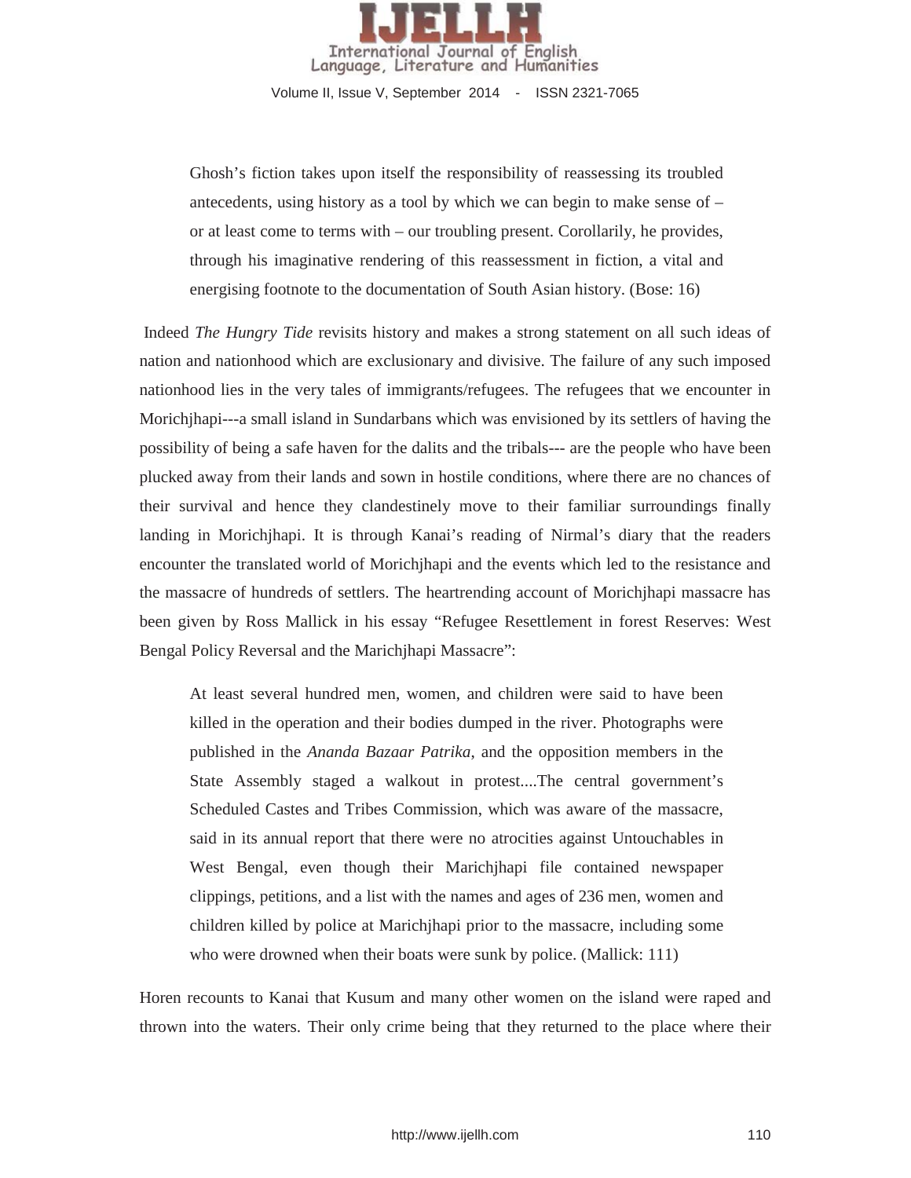> Ghosh's fiction takes upon itself the responsibility of reassessing its troubled antecedents, using history as a tool by which we can begin to make sense of – or at least come to terms with – our troubling present. Corollarily, he provides, through his imaginative rendering of this reassessment in fiction, a vital and energising footnote to the documentation of South Asian history. (Bose: 16)

Indeed *The Hungry Tide* revisits history and makes a strong statement on all such ideas of nation and nationhood which are exclusionary and divisive. The failure of any such imposed nationhood lies in the very tales of immigrants/refugees. The refugees that we encounter in Morichjhapi---a small island in Sundarbans which was envisioned by its settlers of having the possibility of being a safe haven for the dalits and the tribals--- are the people who have been plucked away from their lands and sown in hostile conditions, where there are no chances of their survival and hence they clandestinely move to their familiar surroundings finally landing in Morichjhapi. It is through Kanai's reading of Nirmal's diary that the readers encounter the translated world of Morichjhapi and the events which led to the resistance and the massacre of hundreds of settlers. The heartrending account of Morichjhapi massacre has been given by Ross Mallick in his essay "Refugee Resettlement in forest Reserves: West Bengal Policy Reversal and the Marichjhapi Massacre":

> At least several hundred men, women, and children were said to have been killed in the operation and their bodies dumped in the river. Photographs were published in the *Ananda Bazaar Patrika*, and the opposition members in the State Assembly staged a walkout in protest....The central government's Scheduled Castes and Tribes Commission, which was aware of the massacre, said in its annual report that there were no atrocities against Untouchables in West Bengal, even though their Marichjhapi file contained newspaper clippings, petitions, and a list with the names and ages of 236 men, women and children killed by police at Marichjhapi prior to the massacre, including some who were drowned when their boats were sunk by police. (Mallick: 111)

Horen recounts to Kanai that Kusum and many other women on the island were raped and thrown into the waters. Their only crime being that they returned to the place where their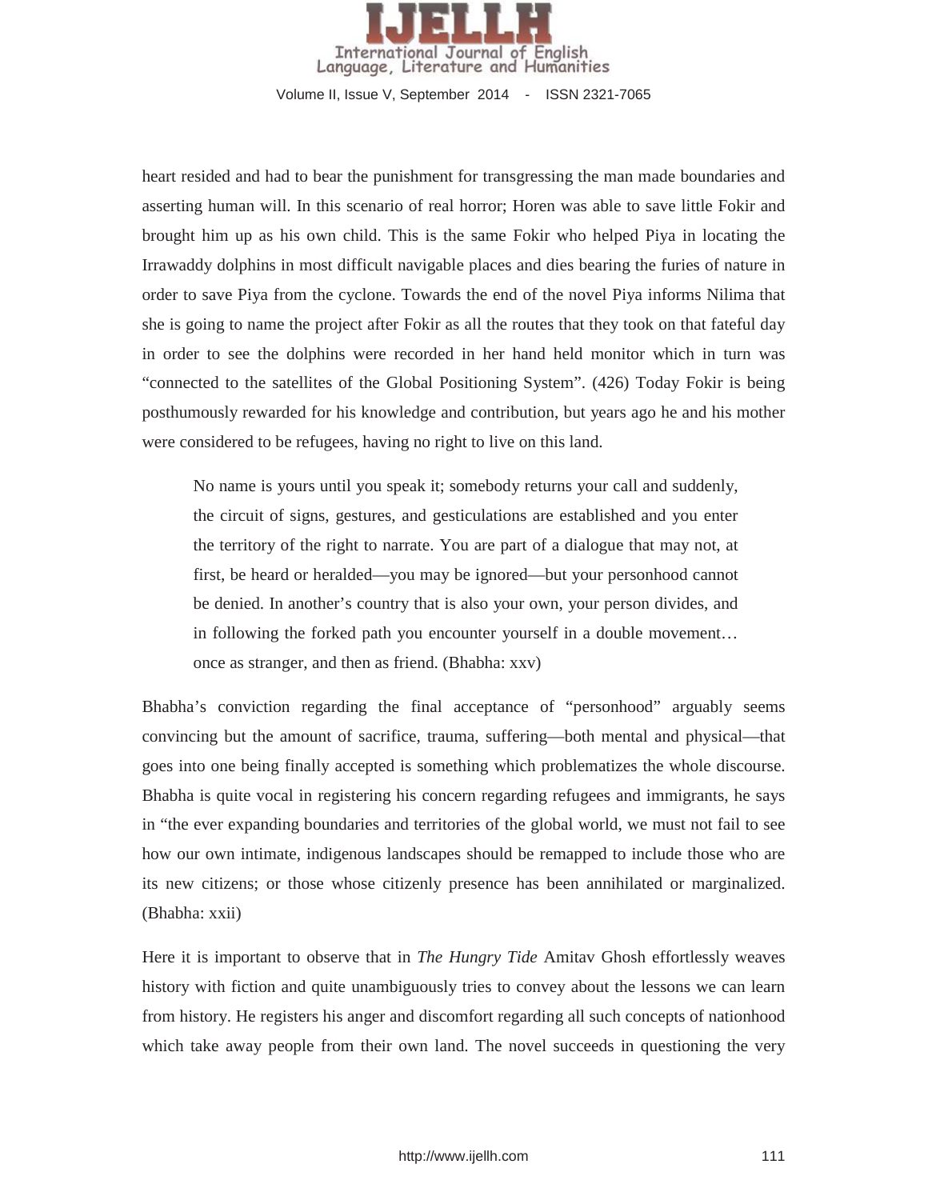heart resided and had to bear the punishment for transgressing the man made boundaries and asserting human will. In this scenario of real horror; Horen was able to save little Fokir and brought him up as his own child. This is the same Fokir who helped Piya in locating the Irrawaddy dolphins in most difficult navigable places and dies bearing the furies of nature in order to save Piya from the cyclone. Towards the end of the novel Piya informs Nilima that she is going to name the project after Fokir as all the routes that they took on that fateful day in order to see the dolphins were recorded in her hand held monitor which in turn was "connected to the satellites of the Global Positioning System". (426) Today Fokir is being posthumously rewarded for his knowledge and contribution, but years ago he and his mother were considered to be refugees, having no right to live on this land.

> No name is yours until you speak it; somebody returns your call and suddenly, the circuit of signs, gestures, and gesticulations are established and you enter the territory of the right to narrate. You are part of a dialogue that may not, at first, be heard or heralded—you may be ignored—but your personhood cannot be denied. In another's country that is also your own, your person divides, and in following the forked path you encounter yourself in a double movement… once as stranger, and then as friend. (Bhabha: xxv)

Bhabha's conviction regarding the final acceptance of "personhood" arguably seems convincing but the amount of sacrifice, trauma, suffering—both mental and physical—that goes into one being finally accepted is something which problematizes the whole discourse. Bhabha is quite vocal in registering his concern regarding refugees and immigrants, he says in "the ever expanding boundaries and territories of the global world, we must not fail to see how our own intimate, indigenous landscapes should be remapped to include those who are its new citizens; or those whose citizenly presence has been annihilated or marginalized. (Bhabha: xxii)

Here it is important to observe that in *The Hungry Tide* Amitav Ghosh effortlessly weaves history with fiction and quite unambiguously tries to convey about the lessons we can learn from history. He registers his anger and discomfort regarding all such concepts of nationhood which take away people from their own land. The novel succeeds in questioning the very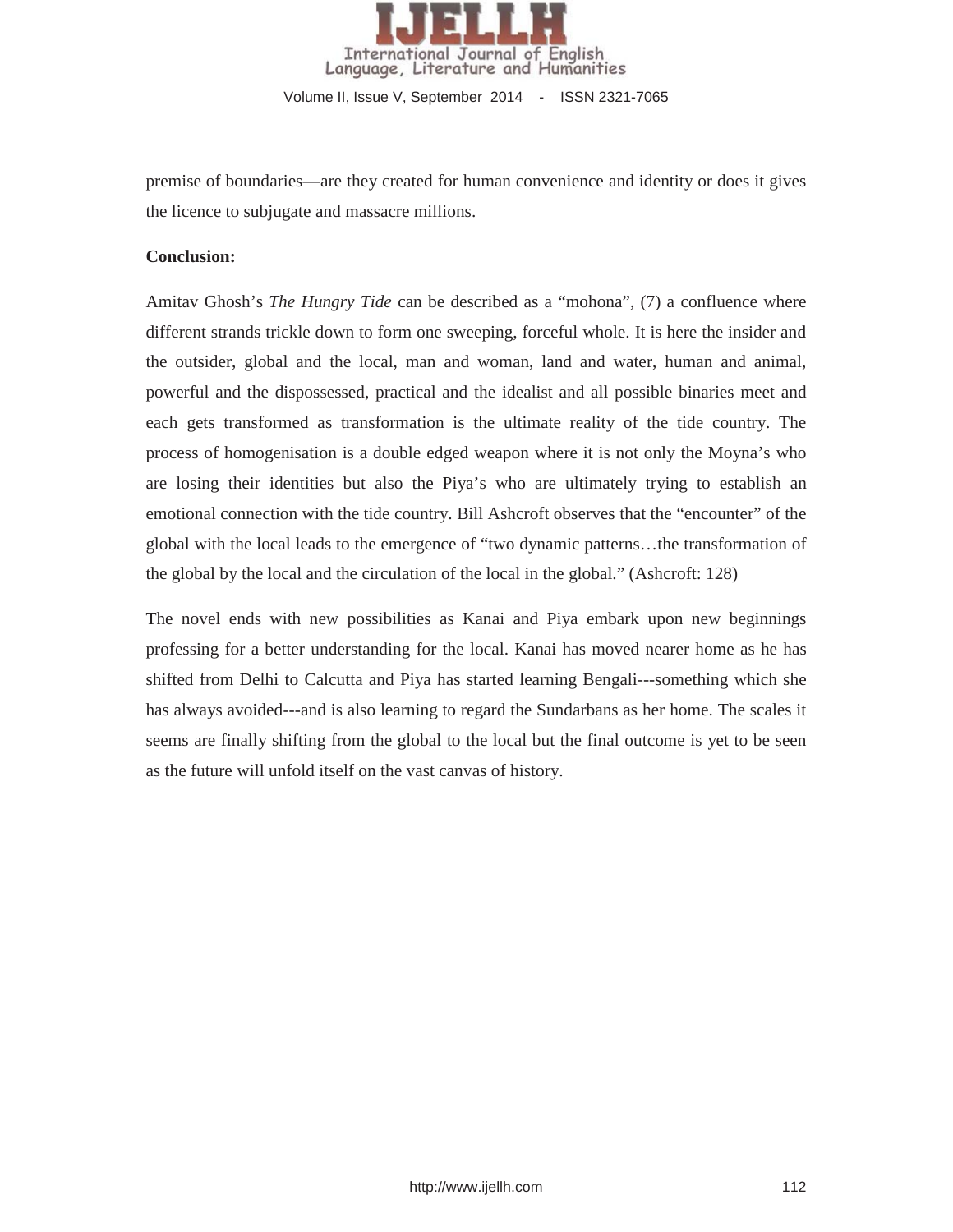premise of boundaries—are they created for human convenience and identity or does it gives the licence to subjugate and massacre millions.

**Conclusion:**

Amitav Ghosh's *The Hungry Tide* can be described as a "mohona", (7) a confluence where different strands trickle down to form one sweeping, forceful whole. It is here the insider and the outsider, global and the local, man and woman, land and water, human and animal, powerful and the dispossessed, practical and the idealist and all possible binaries meet and each gets transformed as transformation is the ultimate reality of the tide country. The process of homogenisation is a double edged weapon where it is not only the Moyna's who are losing their identities but also the Piya's who are ultimately trying to establish an emotional connection with the tide country. Bill Ashcroft observes that the "encounter" of the global with the local leads to the emergence of "two dynamic patterns…the transformation of the global by the local and the circulation of the local in the global." (Ashcroft: 128)

The novel ends with new possibilities as Kanai and Piya embark upon new beginnings professing for a better understanding for the local. Kanai has moved nearer home as he has shifted from Delhi to Calcutta and Piya has started learning Bengali---something which she has always avoided---and is also learning to regard the Sundarbans as her home. The scales it seems are finally shifting from the global to the local but the final outcome is yet to be seen as the future will unfold itself on the vast canvas of history.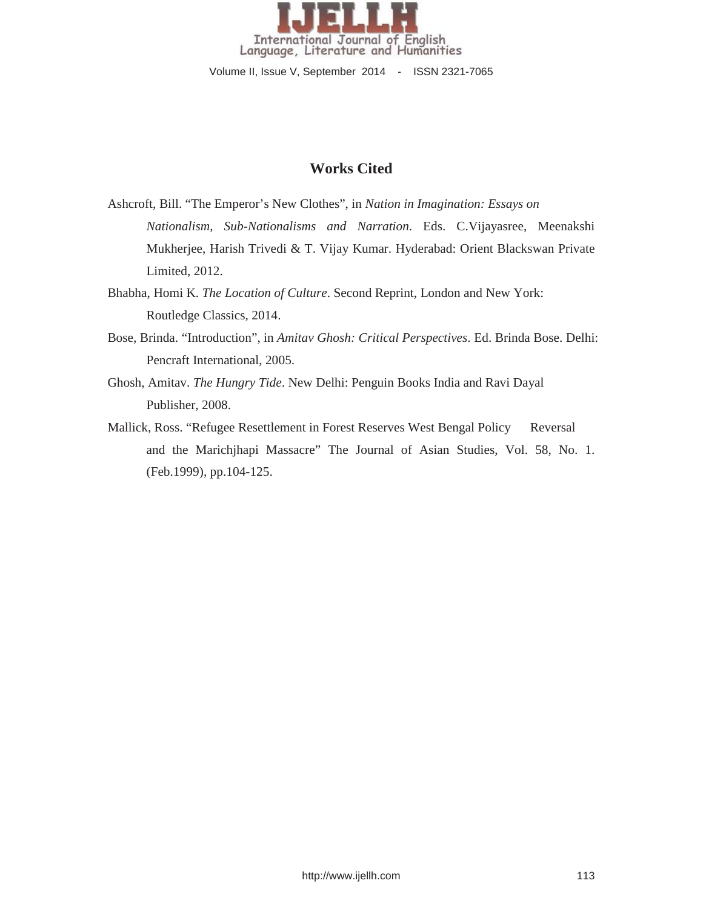## Works Cited

Ashcroft, Bill. "The Emperor's New Clothes", in *Nation in Imagination: Essays on Nationalism, Sub-Nationalisms and Narration.* Eds. C.Vijayasree, Meenakshi Mukherjee, Harish Trivedi & T. Vijay Kumar. Hyderabad: Orient Blackswan Private Limited, 2012.

Bhabha, Homi K. *The Location of Culture*. Second Reprint, London and New York: Routledge Classics, 2014.

Bose, Brinda. "Introduction", in *Amitav Ghosh: Critical Perspectives*. Ed. Brinda Bose. Delhi: Pencraft International, 2005.

Ghosh, Amitav. *The Hungry Tide*. New Delhi: Penguin Books India and Ravi Dayal Publisher, 2008.

Mallick, Ross. "Refugee Resettlement in Forest Reserves West Bengal Policy Reversal and the Marichjhapi Massacre" The Journal of Asian Studies, Vol. 58, No. 1. (Feb.1999), pp.104-125.